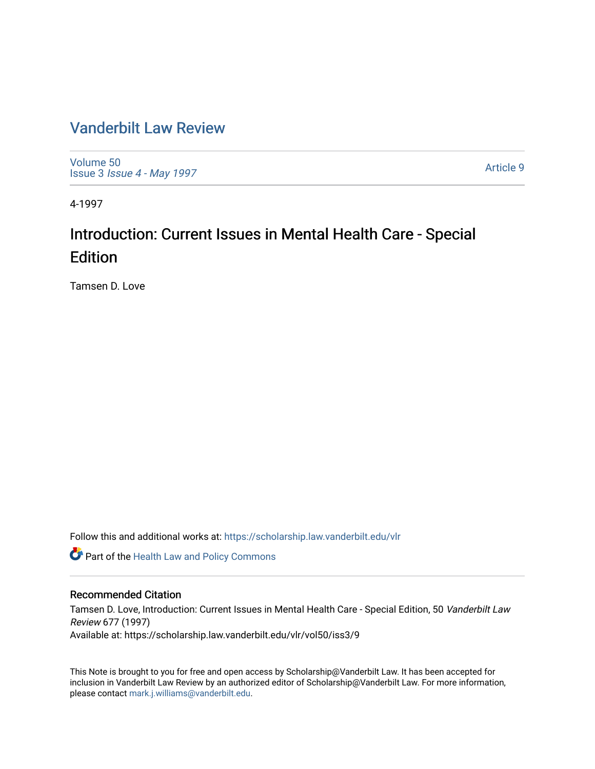# Vanderbilt Law Review

Volume 50
Issue 3 *Issue 4 - May 1997*

Article 9

4-1997

## Introduction: Current Issues in Mental Health Care - Special Edition

Tamsen D. Love

Follow this and additional works at: https://scholarship.law.vanderbilt.edu/vlr

Part of the Health Law and Policy Commons

### Recommended Citation

Tamsen D. Love, Introduction: Current Issues in Mental Health Care - Special Edition, 50 *Vanderbilt Law Review* 677 (1997)
Available at: https://scholarship.law.vanderbilt.edu/vlr/vol50/iss3/9

This Note is brought to you for free and open access by Scholarship@Vanderbilt Law. It has been accepted for inclusion in Vanderbilt Law Review by an authorized editor of Scholarship@Vanderbilt Law. For more information, please contact mark.j.williams@vanderbilt.edu.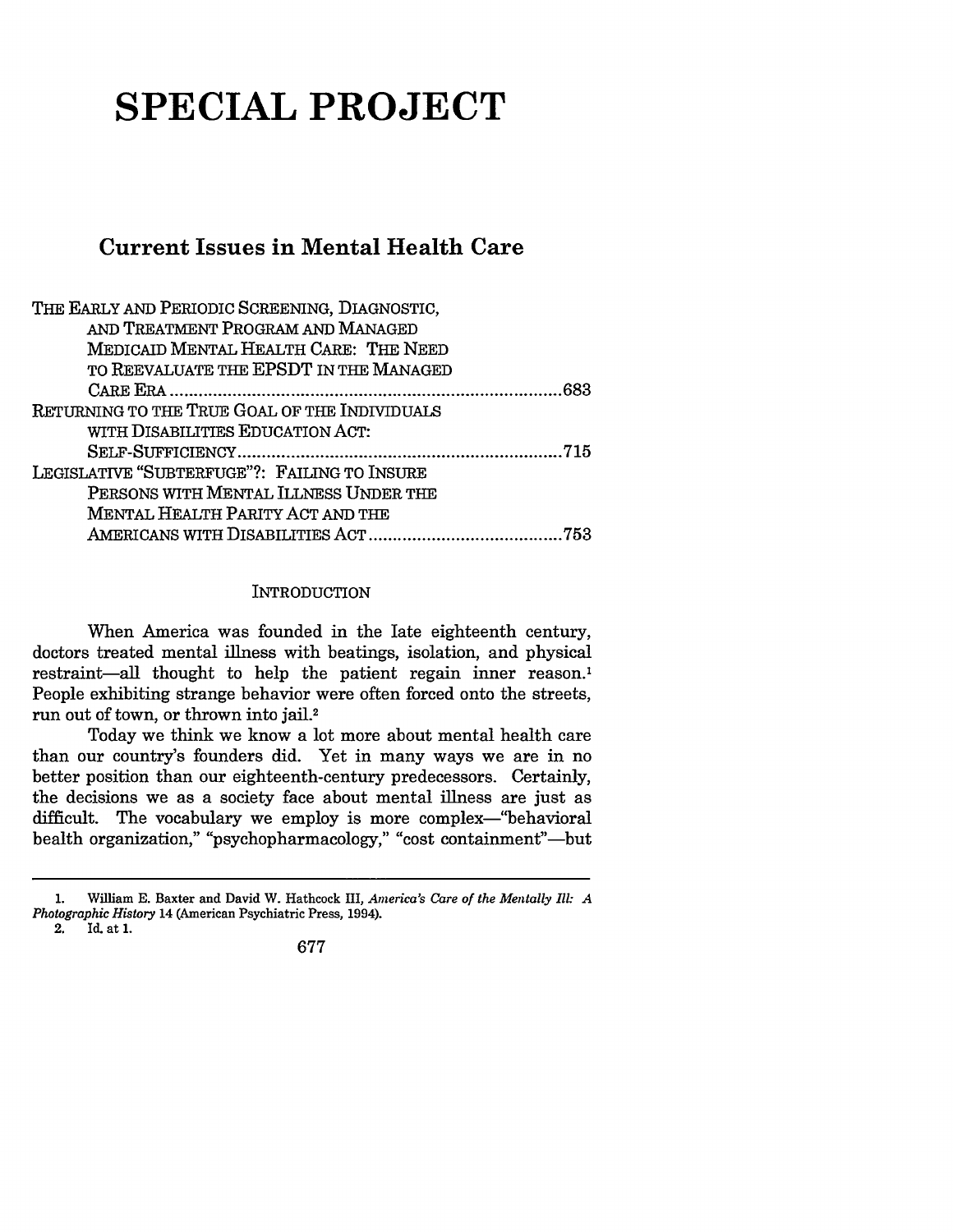# SPECIAL PROJECT

## Current Issues in Mental Health Care

| | |
|---|---|
| THE EARLY AND PERIODIC SCREENING, DIAGNOSTIC, AND TREATMENT PROGRAM AND MANAGED MEDICAID MENTAL HEALTH CARE: THE NEED TO REEVALUATE THE EPSDT IN THE MANAGED CARE ERA | 683 |
| RETURNING TO THE TRUE GOAL OF THE INDIVIDUALS WITH DISABILITIES EDUCATION ACT: SELF-SUFFICIENCY | 715 |
| LEGISLATIVE "SUBTERFUGE"?: FAILING TO INSURE PERSONS WITH MENTAL ILLNESS UNDER THE MENTAL HEALTH PARITY ACT AND THE AMERICANS WITH DISABILITIES ACT | 753 |

### INTRODUCTION

When America was founded in the late eighteenth century, doctors treated mental illness with beatings, isolation, and physical restraint—all thought to help the patient regain inner reason.[1] People exhibiting strange behavior were often forced onto the streets, run out of town, or thrown into jail.[2]

Today we think we know a lot more about mental health care than our country's founders did. Yet in many ways we are in no better position than our eighteenth-century predecessors. Certainly, the decisions we as a society face about mental illness are just as difficult. The vocabulary we employ is more complex—"behavioral health organization," "psychopharmacology," "cost containment"—but

---

1. William E. Baxter and David W. Hathcock III, *America's Care of the Mentally Ill: A Photographic History* 14 (American Psychiatric Press, 1994).

2. Id. at 1.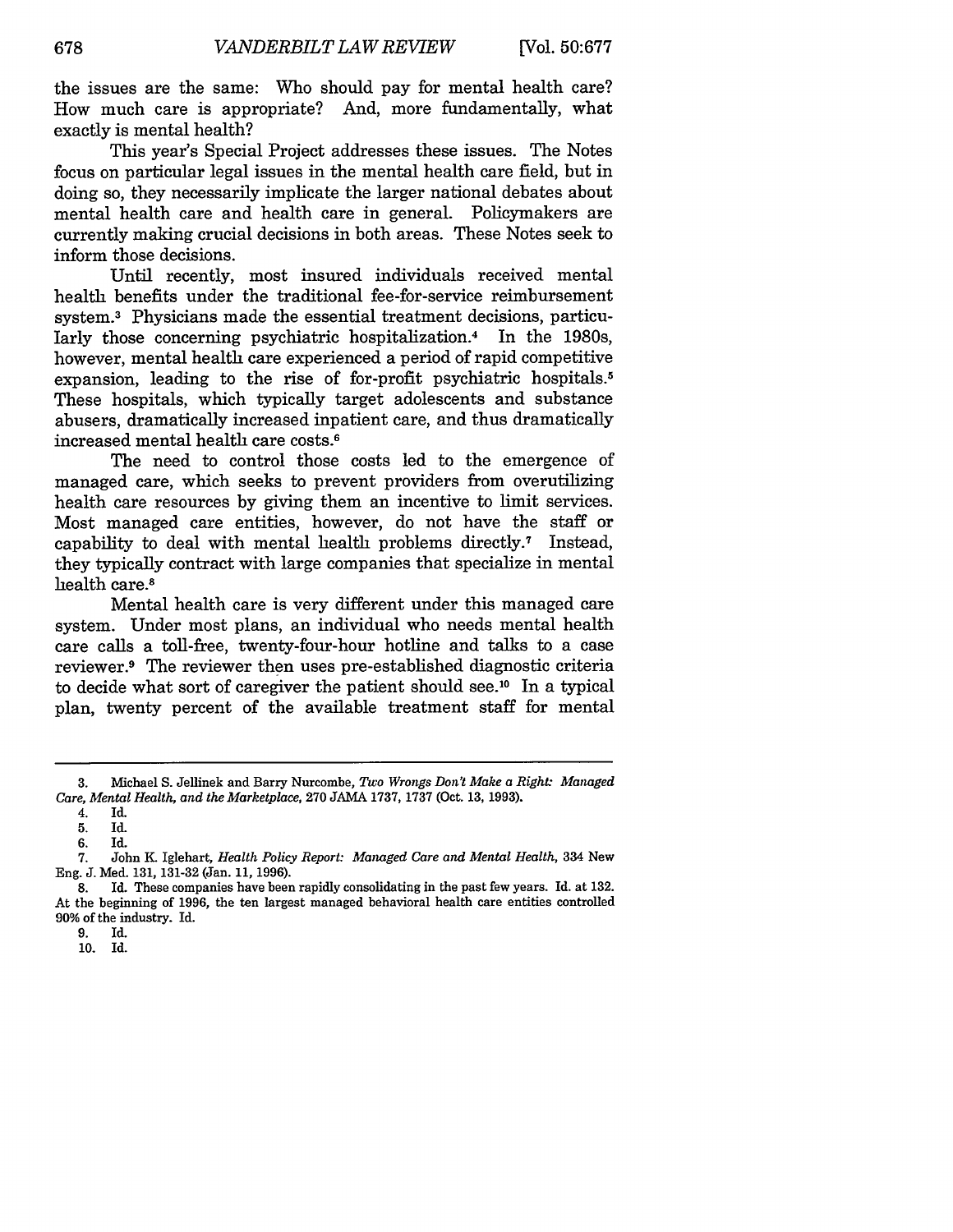the issues are the same: Who should pay for mental health care? How much care is appropriate? And, more fundamentally, what exactly is mental health?

This year's Special Project addresses these issues. The Notes focus on particular legal issues in the mental health care field, but in doing so, they necessarily implicate the larger national debates about mental health care and health care in general. Policymakers are currently making crucial decisions in both areas. These Notes seek to inform those decisions.

Until recently, most insured individuals received mental health benefits under the traditional fee-for-service reimbursement system.[3] Physicians made the essential treatment decisions, particularly those concerning psychiatric hospitalization.[4] In the 1980s, however, mental health care experienced a period of rapid competitive expansion, leading to the rise of for-profit psychiatric hospitals.[5] These hospitals, which typically target adolescents and substance abusers, dramatically increased inpatient care, and thus dramatically increased mental health care costs.[6]

The need to control those costs led to the emergence of managed care, which seeks to prevent providers from overutilizing health care resources by giving them an incentive to limit services. Most managed care entities, however, do not have the staff or capability to deal with mental health problems directly.[7] Instead, they typically contract with large companies that specialize in mental health care.[8]

Mental health care is very different under this managed care system. Under most plans, an individual who needs mental health care calls a toll-free, twenty-four-hour hotline and talks to a case reviewer.[9] The reviewer then uses pre-established diagnostic criteria to decide what sort of caregiver the patient should see.[10] In a typical plan, twenty percent of the available treatment staff for mental

---

3. Michael S. Jellinek and Barry Nurcombe, *Two Wrongs Don't Make a Right: Managed Care, Mental Health, and the Marketplace*, 270 JAMA 1737, 1737 (Oct. 13, 1993).

4. Id.

5. Id.

6. Id.

7. John K. Iglehart, *Health Policy Report: Managed Care and Mental Health*, 334 New Eng. J. Med. 131, 131-32 (Jan. 11, 1996).

8. Id. These companies have been rapidly consolidating in the past few years. Id. at 132. At the beginning of 1996, the ten largest managed behavioral health care entities controlled 90% of the industry. Id.

9. Id.

10. Id.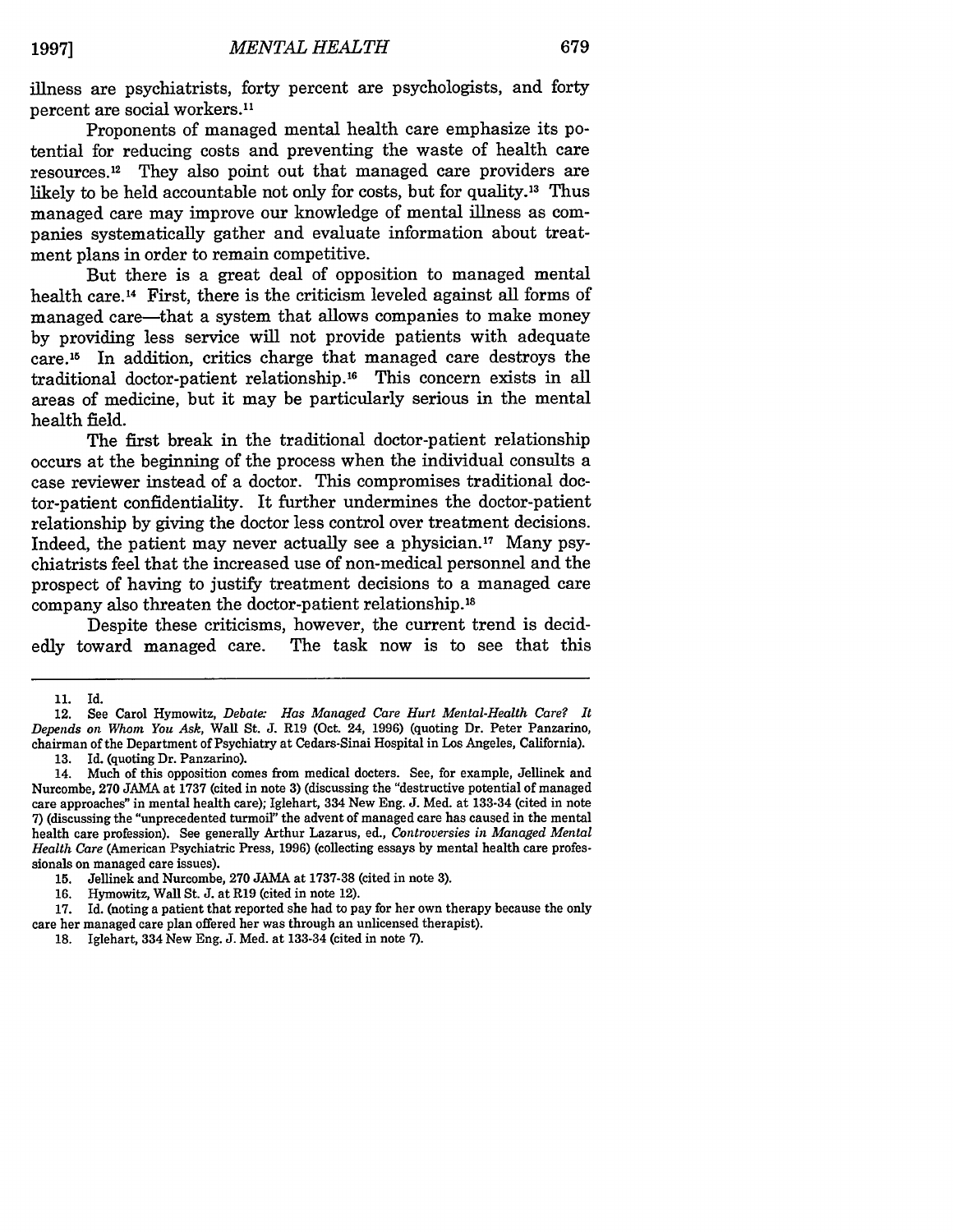illness are psychiatrists, forty percent are psychologists, and forty percent are social workers.[11]

Proponents of managed mental health care emphasize its potential for reducing costs and preventing the waste of health care resources.[12] They also point out that managed care providers are likely to be held accountable not only for costs, but for quality.[13] Thus managed care may improve our knowledge of mental illness as companies systematically gather and evaluate information about treatment plans in order to remain competitive.

But there is a great deal of opposition to managed mental health care.[14] First, there is the criticism leveled against all forms of managed care—that a system that allows companies to make money by providing less service will not provide patients with adequate care.[15] In addition, critics charge that managed care destroys the traditional doctor-patient relationship.[16] This concern exists in all areas of medicine, but it may be particularly serious in the mental health field.

The first break in the traditional doctor-patient relationship occurs at the beginning of the process when the individual consults a case reviewer instead of a doctor. This compromises traditional doctor-patient confidentiality. It further undermines the doctor-patient relationship by giving the doctor less control over treatment decisions. Indeed, the patient may never actually see a physician.[17] Many psychiatrists feel that the increased use of non-medical personnel and the prospect of having to justify treatment decisions to a managed care company also threaten the doctor-patient relationship.[18]

Despite these criticisms, however, the current trend is decidedly toward managed care. The task now is to see that this

---

11. Id.

12. See Carol Hymowitz, *Debate: Has Managed Care Hurt Mental-Health Care? It Depends on Whom You Ask*, Wall St. J. R19 (Oct. 24, 1996) (quoting Dr. Peter Panzarino, chairman of the Department of Psychiatry at Cedars-Sinai Hospital in Los Angeles, California).

13. Id. (quoting Dr. Panzarino).

14. Much of this opposition comes from medical docters. See, for example, Jellinek and Nurcombe, 270 JAMA at 1737 (cited in note 3) (discussing the "destructive potential of managed care approaches" in mental health care); Iglehart, 334 New Eng. J. Med. at 133-34 (cited in note 7) (discussing the "unprecedented turmoil" the advent of managed care has caused in the mental health care profession). See generally Arthur Lazarus, ed., *Controversies in Managed Mental Health Care* (American Psychiatric Press, 1996) (collecting essays by mental health care professionals on managed care issues).

15. Jellinek and Nurcombe, 270 JAMA at 1737-38 (cited in note 3).

16. Hymowitz, Wall St. J. at R19 (cited in note 12).

17. Id. (noting a patient that reported she had to pay for her own therapy because the only care her managed care plan offered her was through an unlicensed therapist).

18. Iglehart, 334 New Eng. J. Med. at 133-34 (cited in note 7).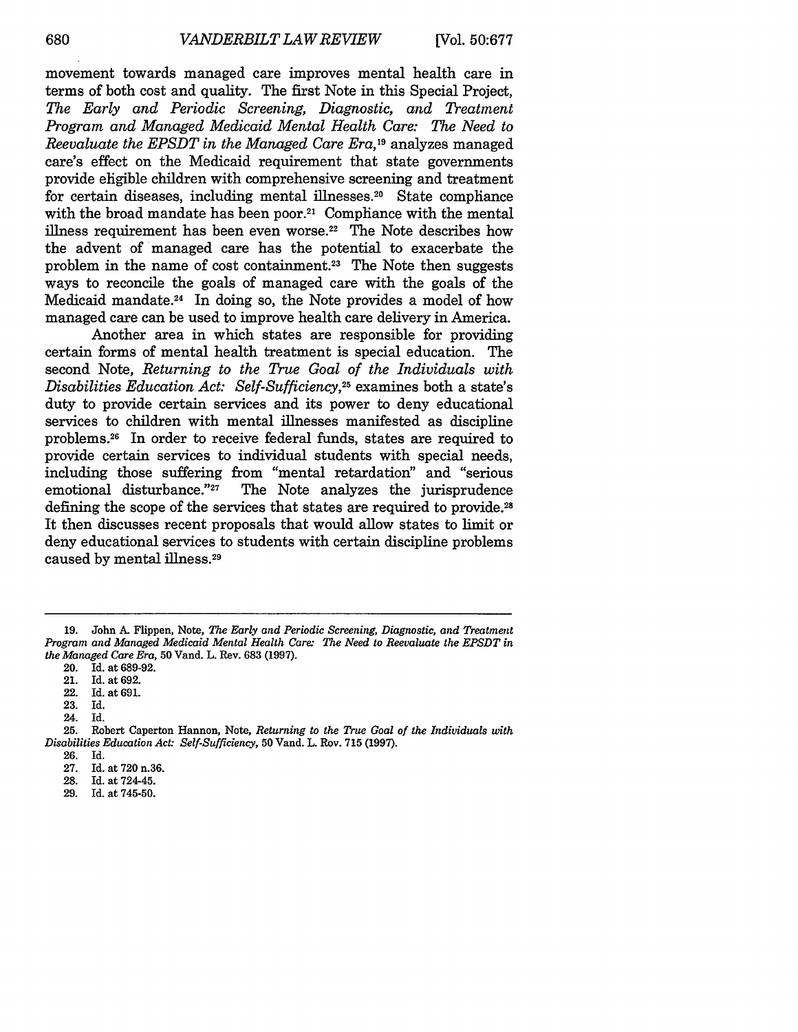movement towards managed care improves mental health care in terms of both cost and quality. The first Note in this Special Project, *The Early and Periodic Screening, Diagnostic, and Treatment Program and Managed Medicaid Mental Health Care: The Need to Reevaluate the EPSDT in the Managed Care Era*,[19] analyzes managed care's effect on the Medicaid requirement that state governments provide eligible children with comprehensive screening and treatment for certain diseases, including mental illnesses.[20] State compliance with the broad mandate has been poor.[21] Compliance with the mental illness requirement has been even worse.[22] The Note describes how the advent of managed care has the potential to exacerbate the problem in the name of cost containment.[23] The Note then suggests ways to reconcile the goals of managed care with the goals of the Medicaid mandate.[24] In doing so, the Note provides a model of how managed care can be used to improve health care delivery in America.

Another area in which states are responsible for providing certain forms of mental health treatment is special education. The second Note, *Returning to the True Goal of the Individuals with Disabilities Education Act: Self-Sufficiency*,[25] examines both a state's duty to provide certain services and its power to deny educational services to children with mental illnesses manifested as discipline problems.[26] In order to receive federal funds, states are required to provide certain services to individual students with special needs, including those suffering from "mental retardation" and "serious emotional disturbance."[27] The Note analyzes the jurisprudence defining the scope of the services that states are required to provide.[28] It then discusses recent proposals that would allow states to limit or deny educational services to students with certain discipline problems caused by mental illness.[29]

---

19. John A. Flippen, Note, *The Early and Periodic Screening, Diagnostic, and Treatment Program and Managed Medicaid Mental Health Care: The Need to Reevaluate the EPSDT in the Managed Care Era*, 50 Vand. L. Rev. 683 (1997).
20. Id. at 689-92.
21. Id. at 692.
22. Id. at 691.
23. Id.
24. Id.
25. Robert Caperton Hannon, Note, *Returning to the True Goal of the Individuals with Disabilities Education Act: Self-Sufficiency*, 50 Vand. L. Rev. 715 (1997).
26. Id.
27. Id. at 720 n.36.
28. Id. at 724-45.
29. Id. at 745-50.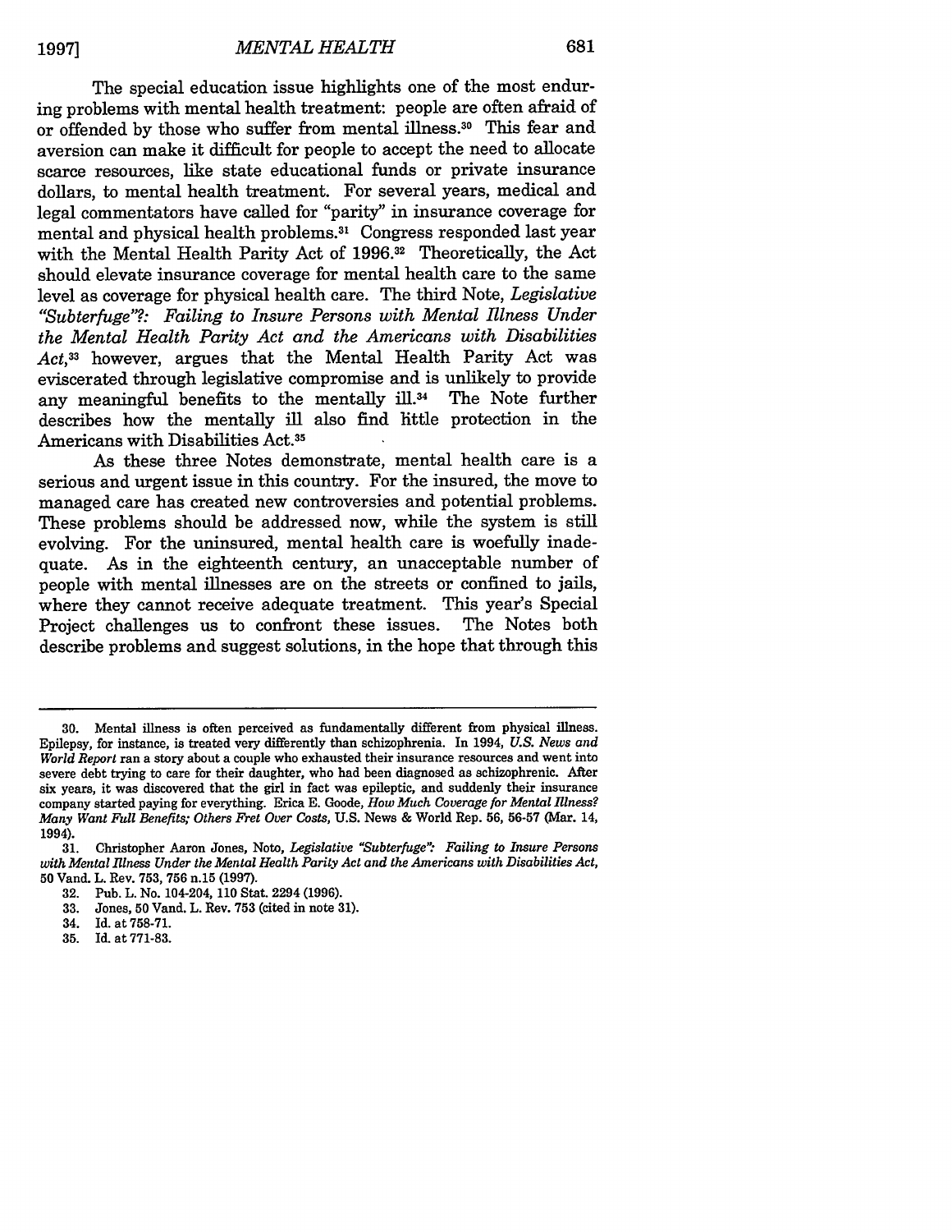The special education issue highlights one of the most enduring problems with mental health treatment: people are often afraid of or offended by those who suffer from mental illness.[30] This fear and aversion can make it difficult for people to accept the need to allocate scarce resources, like state educational funds or private insurance dollars, to mental health treatment. For several years, medical and legal commentators have called for "parity" in insurance coverage for mental and physical health problems.[31] Congress responded last year with the Mental Health Parity Act of 1996.[32] Theoretically, the Act should elevate insurance coverage for mental health care to the same level as coverage for physical health care. The third Note, *Legislative "Subterfuge"?: Failing to Insure Persons with Mental Illness Under the Mental Health Parity Act and the Americans with Disabilities Act*,[33] however, argues that the Mental Health Parity Act was eviscerated through legislative compromise and is unlikely to provide any meaningful benefits to the mentally ill.[34] The Note further describes how the mentally ill also find little protection in the Americans with Disabilities Act.[35]

As these three Notes demonstrate, mental health care is a serious and urgent issue in this country. For the insured, the move to managed care has created new controversies and potential problems. These problems should be addressed now, while the system is still evolving. For the uninsured, mental health care is woefully inadequate. As in the eighteenth century, an unacceptable number of people with mental illnesses are on the streets or confined to jails, where they cannot receive adequate treatment. This year's Special Project challenges us to confront these issues. The Notes both describe problems and suggest solutions, in the hope that through this

---

30. Mental illness is often perceived as fundamentally different from physical illness. Epilepsy, for instance, is treated very differently than schizophrenia. In 1994, *U.S. News and World Report* ran a story about a couple who exhausted their insurance resources and went into severe debt trying to care for their daughter, who had been diagnosed as schizophrenic. After six years, it was discovered that the girl in fact was epileptic, and suddenly their insurance company started paying for everything. Erica E. Goode, *How Much Coverage for Mental Illness? Many Want Full Benefits; Others Fret Over Costs*, U.S. News & World Rep. 56, 56-57 (Mar. 14, 1994).

31. Christopher Aaron Jones, Note, *Legislative "Subterfuge": Failing to Insure Persons with Mental Illness Under the Mental Health Parity Act and the Americans with Disabilities Act*, 50 Vand. L. Rev. 753, 756 n.15 (1997).

32. Pub. L. No. 104-204, 110 Stat. 2294 (1996).

33. Jones, 50 Vand. L. Rev. 753 (cited in note 31).

34. Id. at 758-71.

35. Id. at 771-83.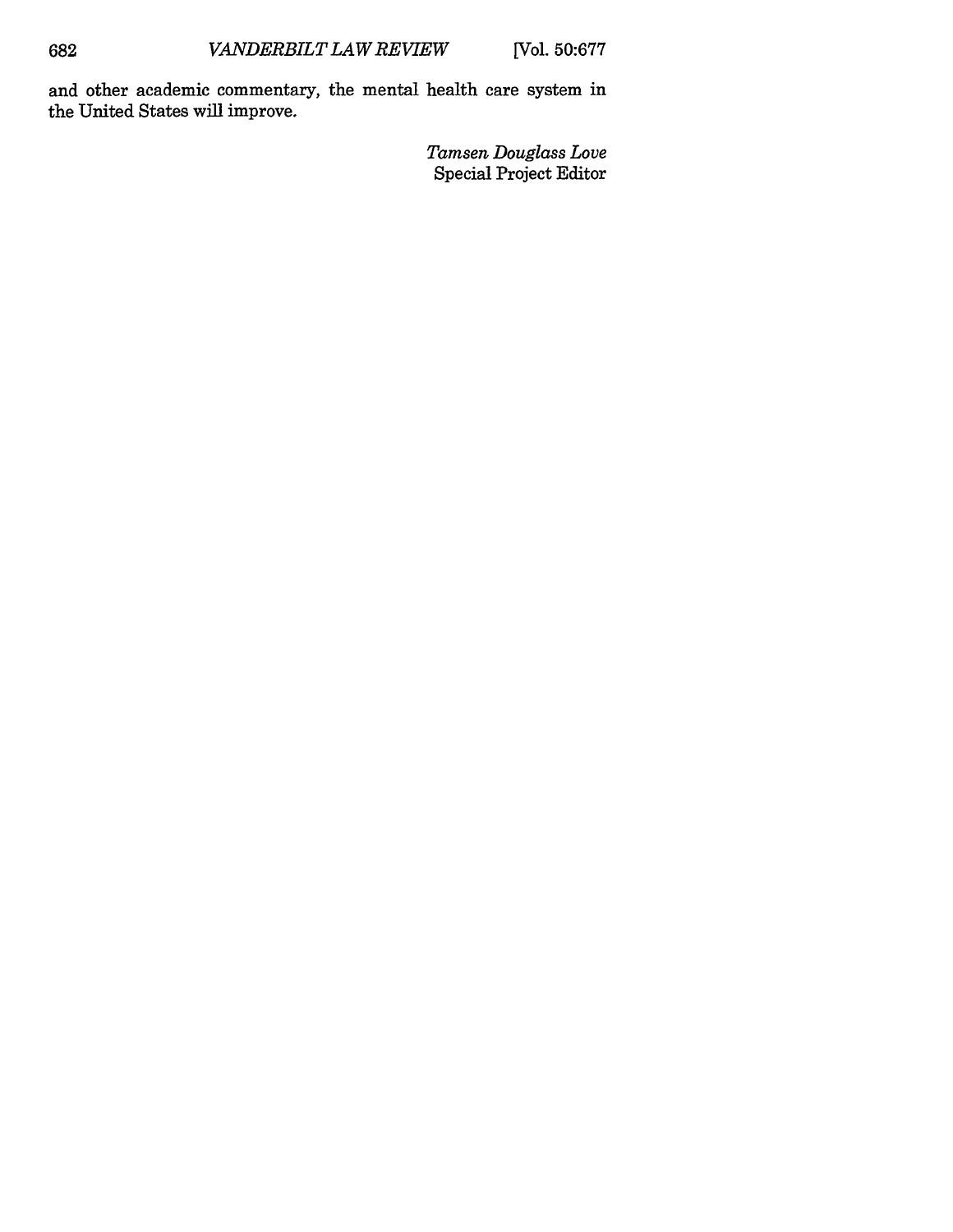and other academic commentary, the mental health care system in the United States will improve.

*Tamsen Douglass Love*
Special Project Editor